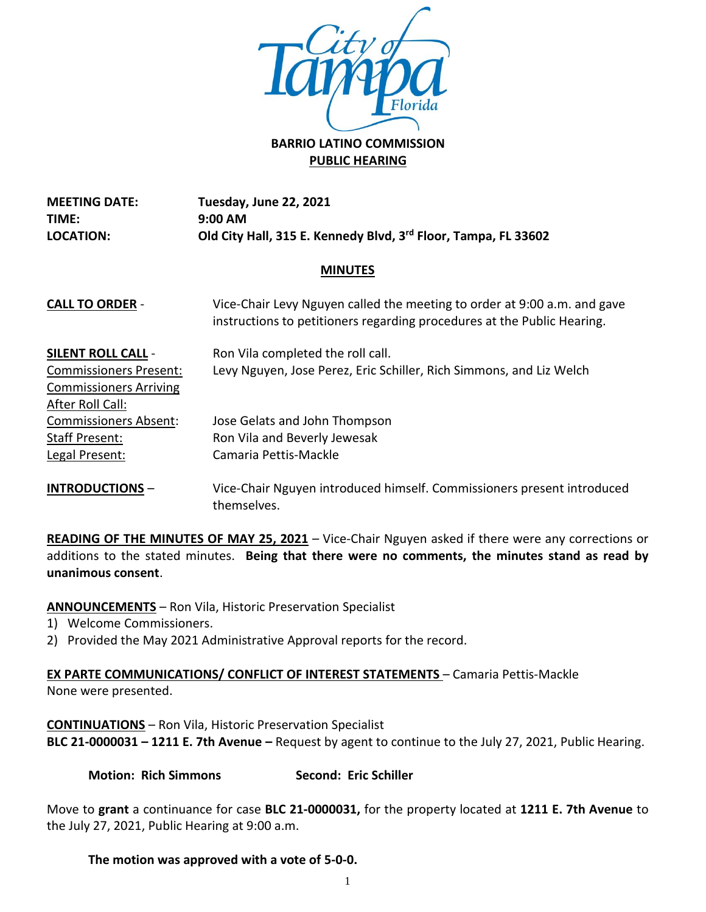# BARRIO LATINO COMMISSION

## PUBLIC HEARING

**MEETING DATE:** **Tuesday, June 22, 2021**
**TIME:** **9:00 AM**
**LOCATION:** **Old City Hall, 315 E. Kennedy Blvd, 3rd Floor, Tampa, FL 33602**

## MINUTES

**CALL TO ORDER** - Vice-Chair Levy Nguyen called the meeting to order at 9:00 a.m. and gave instructions to petitioners regarding procedures at the Public Hearing.

**SILENT ROLL CALL** - Ron Vila completed the roll call.

Commissioners Present: Levy Nguyen, Jose Perez, Eric Schiller, Rich Simmons, and Liz Welch
Commissioners Arriving After Roll Call:
Commissioners Absent: Jose Gelats and John Thompson
Staff Present: Ron Vila and Beverly Jewesak
Legal Present: Camaria Pettis-Mackle

**INTRODUCTIONS** – Vice-Chair Nguyen introduced himself. Commissioners present introduced themselves.

**READING OF THE MINUTES OF MAY 25, 2021** – Vice-Chair Nguyen asked if there were any corrections or additions to the stated minutes. **Being that there were no comments, the minutes stand as read by unanimous consent**.

**ANNOUNCEMENTS** – Ron Vila, Historic Preservation Specialist

1) Welcome Commissioners.
2) Provided the May 2021 Administrative Approval reports for the record.

**EX PARTE COMMUNICATIONS/ CONFLICT OF INTEREST STATEMENTS** – Camaria Pettis-Mackle
None were presented.

**CONTINUATIONS** – Ron Vila, Historic Preservation Specialist
**BLC 21-0000031 – 1211 E. 7th Avenue –** Request by agent to continue to the July 27, 2021, Public Hearing.

**Motion: Rich Simmons** **Second: Eric Schiller**

Move to **grant** a continuance for case **BLC 21-0000031,** for the property located at **1211 E. 7th Avenue** to the July 27, 2021, Public Hearing at 9:00 a.m.

**The motion was approved with a vote of 5-0-0.**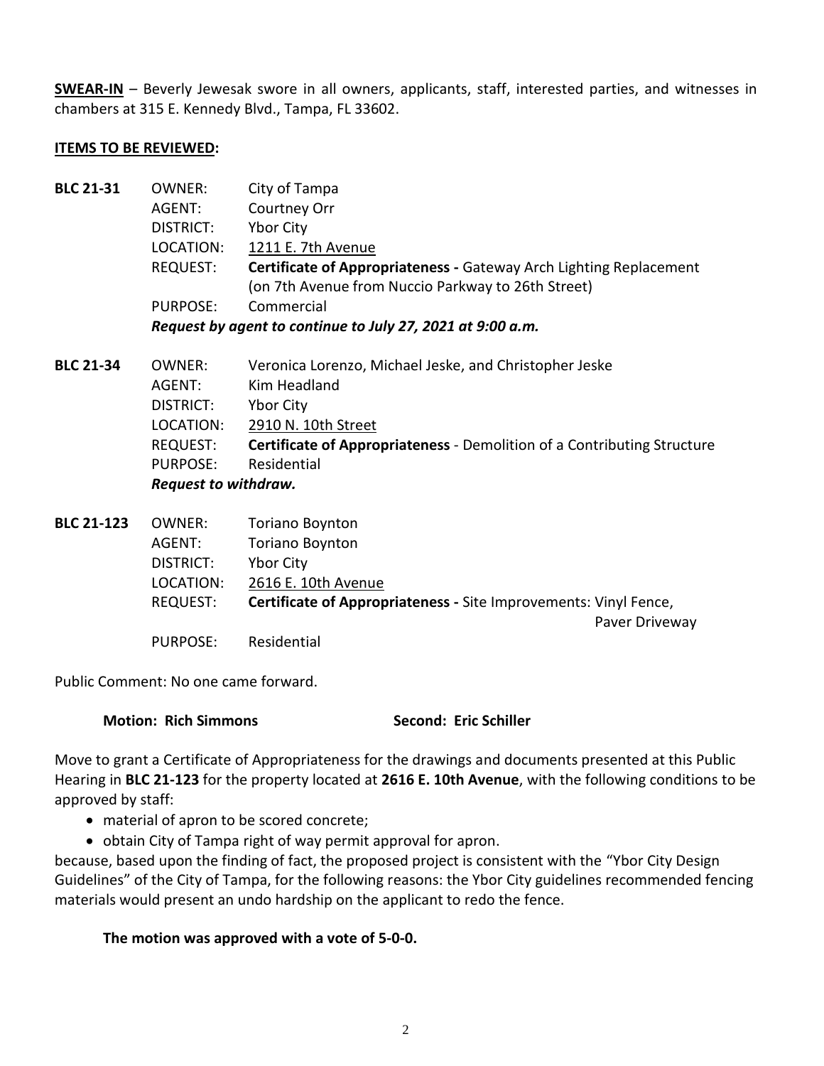**SWEAR-IN** – Beverly Jewesak swore in all owners, applicants, staff, interested parties, and witnesses in chambers at 315 E. Kennedy Blvd., Tampa, FL 33602.

**ITEMS TO BE REVIEWED:**

**BLC 21-31**
OWNER: City of Tampa
AGENT: Courtney Orr
DISTRICT: Ybor City
LOCATION: 1211 E. 7th Avenue
REQUEST: **Certificate of Appropriateness -** Gateway Arch Lighting Replacement (on 7th Avenue from Nuccio Parkway to 26th Street)
PURPOSE: Commercial
***Request by agent to continue to July 27, 2021 at 9:00 a.m.***

**BLC 21-34**
OWNER: Veronica Lorenzo, Michael Jeske, and Christopher Jeske
AGENT: Kim Headland
DISTRICT: Ybor City
LOCATION: 2910 N. 10th Street
REQUEST: **Certificate of Appropriateness** - Demolition of a Contributing Structure
PURPOSE: Residential
***Request to withdraw.***

**BLC 21-123**
OWNER: Toriano Boynton
AGENT: Toriano Boynton
DISTRICT: Ybor City
LOCATION: 2616 E. 10th Avenue
REQUEST: **Certificate of Appropriateness -** Site Improvements: Vinyl Fence, Paver Driveway
PURPOSE: Residential

Public Comment: No one came forward.

**Motion: Rich Simmons** **Second: Eric Schiller**

Move to grant a Certificate of Appropriateness for the drawings and documents presented at this Public Hearing in **BLC 21-123** for the property located at **2616 E. 10th Avenue**, with the following conditions to be approved by staff:

- material of apron to be scored concrete;
- obtain City of Tampa right of way permit approval for apron.

because, based upon the finding of fact, the proposed project is consistent with the "Ybor City Design Guidelines" of the City of Tampa, for the following reasons: the Ybor City guidelines recommended fencing materials would present an undo hardship on the applicant to redo the fence.

**The motion was approved with a vote of 5-0-0.**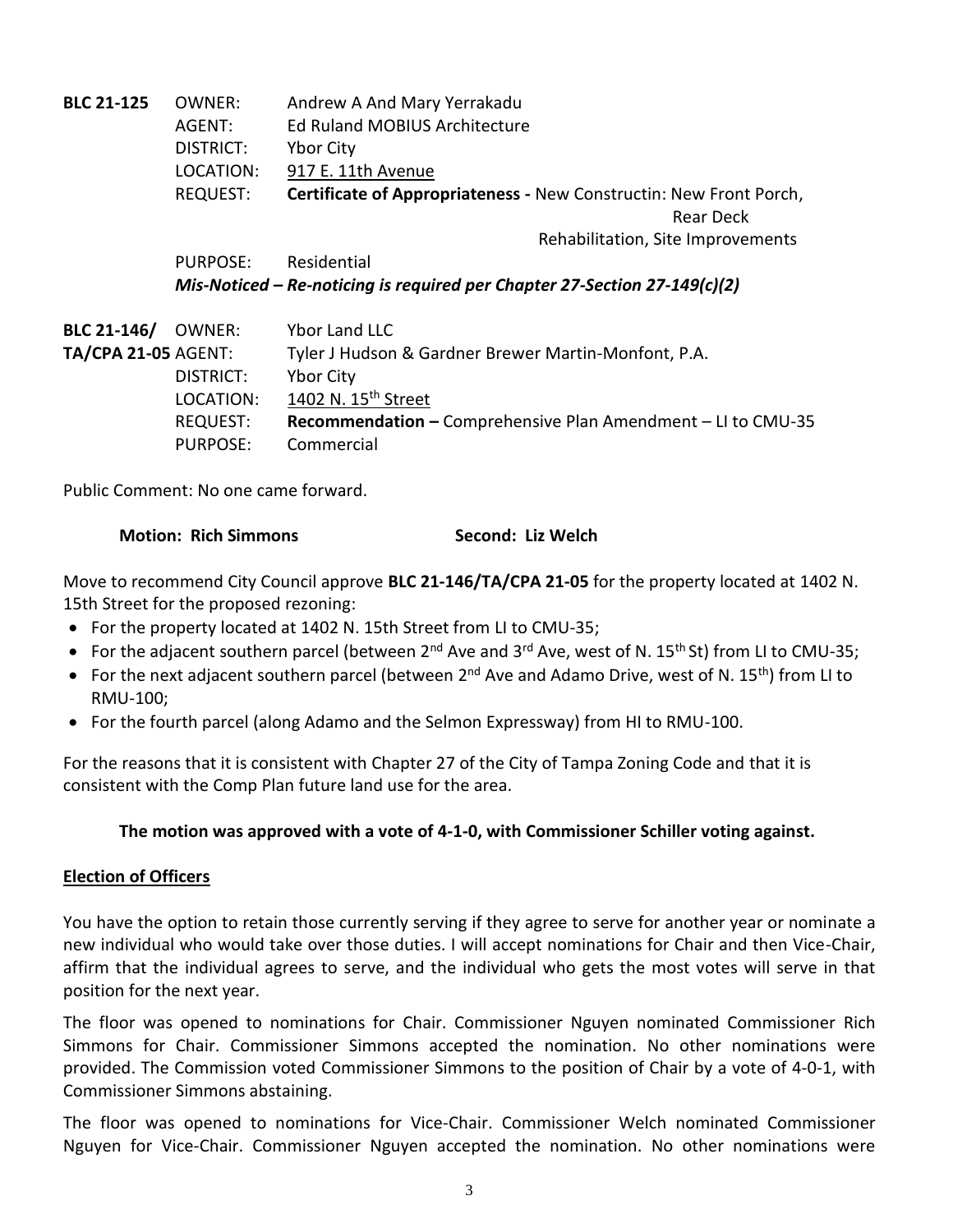**BLC 21-125** OWNER: Andrew A And Mary Yerrakadu
AGENT: Ed Ruland MOBIUS Architecture
DISTRICT: Ybor City
LOCATION: 917 E. 11th Avenue
REQUEST: **Certificate of Appropriateness -** New Constructin: New Front Porch, Rear Deck
Rehabilitation, Site Improvements
PURPOSE: Residential

***Mis-Noticed – Re-noticing is required per Chapter 27-Section 27-149(c)(2)***

**BLC 21-146/ TA/CPA 21-05** OWNER: Ybor Land LLC
AGENT: Tyler J Hudson & Gardner Brewer Martin-Monfont, P.A.
DISTRICT: Ybor City
LOCATION: 1402 N. 15th Street
REQUEST: **Recommendation –** Comprehensive Plan Amendment – LI to CMU-35
PURPOSE: Commercial

Public Comment: No one came forward.

**Motion: Rich Simmons** **Second: Liz Welch**

Move to recommend City Council approve **BLC 21-146/TA/CPA 21-05** for the property located at 1402 N. 15th Street for the proposed rezoning:

- For the property located at 1402 N. 15th Street from LI to CMU-35;
- For the adjacent southern parcel (between 2nd Ave and 3rd Ave, west of N. 15th St) from LI to CMU-35;
- For the next adjacent southern parcel (between 2nd Ave and Adamo Drive, west of N. 15th) from LI to RMU-100;
- For the fourth parcel (along Adamo and the Selmon Expressway) from HI to RMU-100.

For the reasons that it is consistent with Chapter 27 of the City of Tampa Zoning Code and that it is consistent with the Comp Plan future land use for the area.

**The motion was approved with a vote of 4-1-0, with Commissioner Schiller voting against.**

## Election of Officers

You have the option to retain those currently serving if they agree to serve for another year or nominate a new individual who would take over those duties. I will accept nominations for Chair and then Vice-Chair, affirm that the individual agrees to serve, and the individual who gets the most votes will serve in that position for the next year.

The floor was opened to nominations for Chair. Commissioner Nguyen nominated Commissioner Rich Simmons for Chair. Commissioner Simmons accepted the nomination. No other nominations were provided. The Commission voted Commissioner Simmons to the position of Chair by a vote of 4-0-1, with Commissioner Simmons abstaining.

The floor was opened to nominations for Vice-Chair. Commissioner Welch nominated Commissioner Nguyen for Vice-Chair. Commissioner Nguyen accepted the nomination. No other nominations were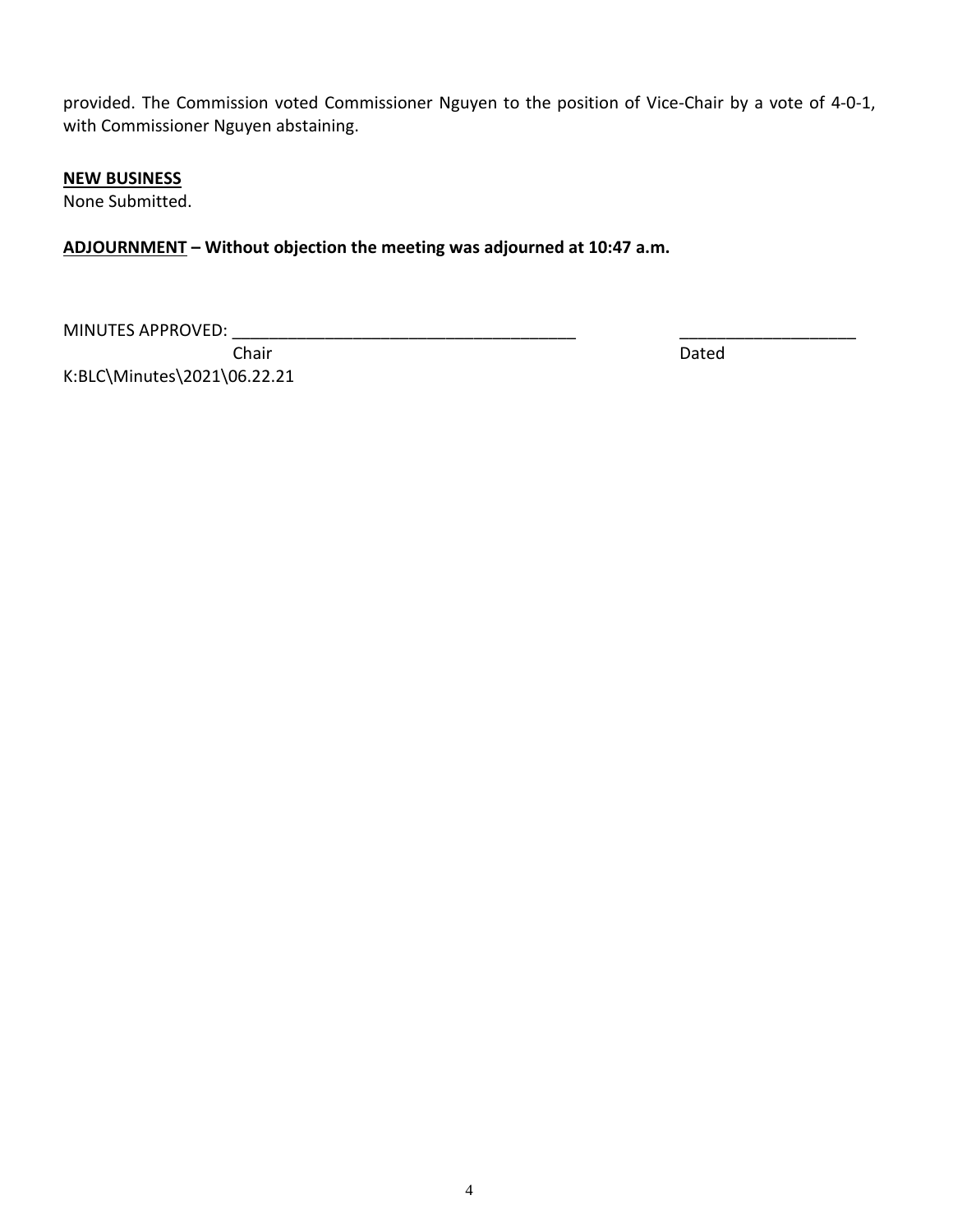provided. The Commission voted Commissioner Nguyen to the position of Vice-Chair by a vote of 4-0-1, with Commissioner Nguyen abstaining.

**NEW BUSINESS**

None Submitted.

**ADJOURNMENT – Without objection the meeting was adjourned at 10:47 a.m.**

MINUTES APPROVED: ______________________________________ ___________________

Chair Dated

K:BLC\Minutes\2021\06.22.21